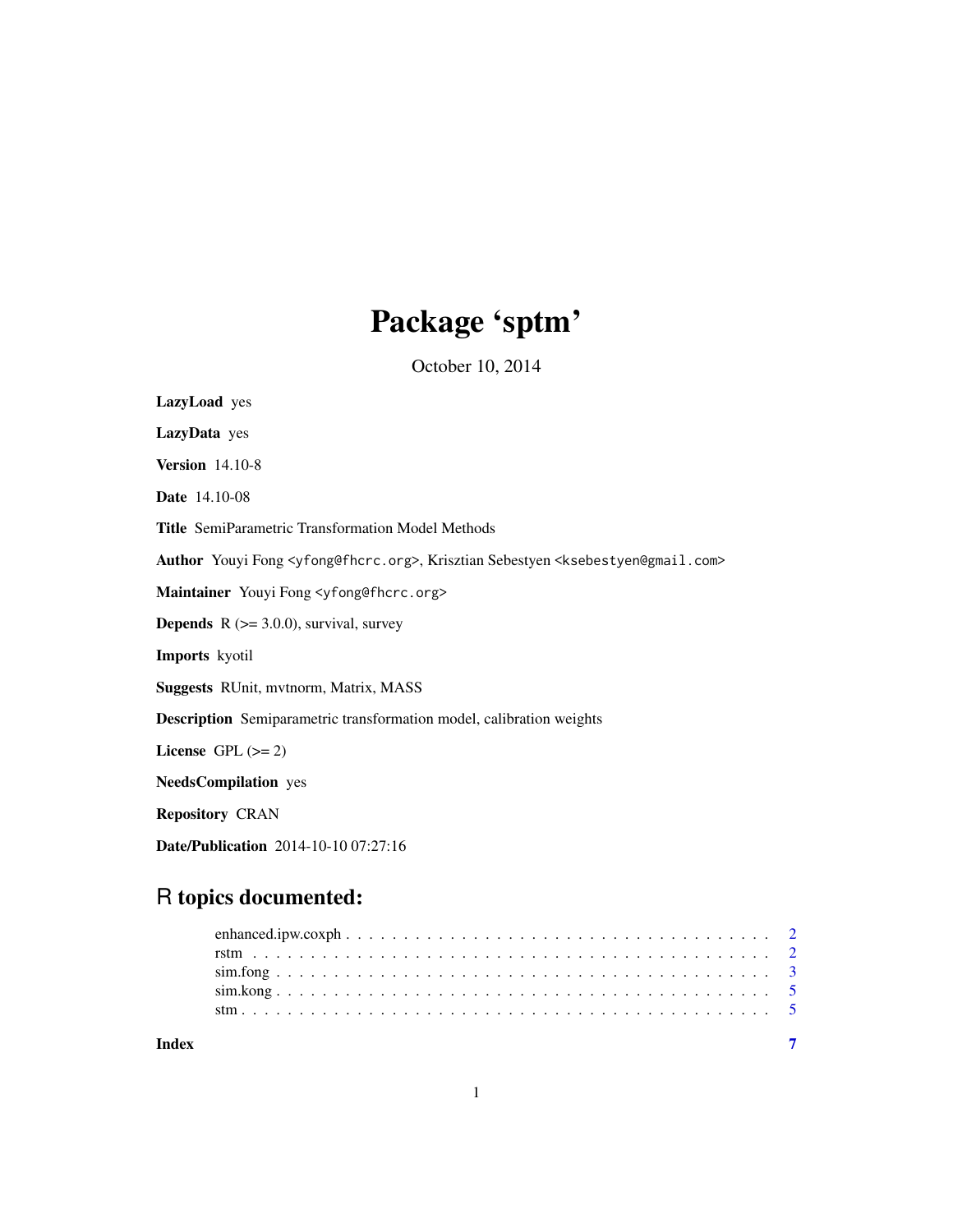# Package 'sptm'

October 10, 2014

**LazyLoad** yes

**LazyData** yes

**Version** 14.10-8

**Date** 14.10-08

**Title** SemiParametric Transformation Model Methods

**Author** Youyi Fong <yfong@fhcrc.org>, Krisztian Sebestyen <ksebestyen@gmail.com>

**Maintainer** Youyi Fong <yfong@fhcrc.org>

**Depends** R (>= 3.0.0), survival, survey

**Imports** kyotil

**Suggests** RUnit, mvtnorm, Matrix, MASS

**Description** Semiparametric transformation model, calibration weights

**License** GPL (>= 2)

**NeedsCompilation** yes

**Repository** CRAN

**Date/Publication** 2014-10-10 07:27:16

## R topics documented:

- enhanced.ipw.coxph . . . . . . . . . . . . . . . . . . . . . . . . . . . . . . . . . . . . . 2
- rstm . . . . . . . . . . . . . . . . . . . . . . . . . . . . . . . . . . . . . . . . . . . . . . 2
- sim.fong . . . . . . . . . . . . . . . . . . . . . . . . . . . . . . . . . . . . . . . . . . . 3
- sim.kong . . . . . . . . . . . . . . . . . . . . . . . . . . . . . . . . . . . . . . . . . . . 5
- stm . . . . . . . . . . . . . . . . . . . . . . . . . . . . . . . . . . . . . . . . . . . . . . 5

**Index** 7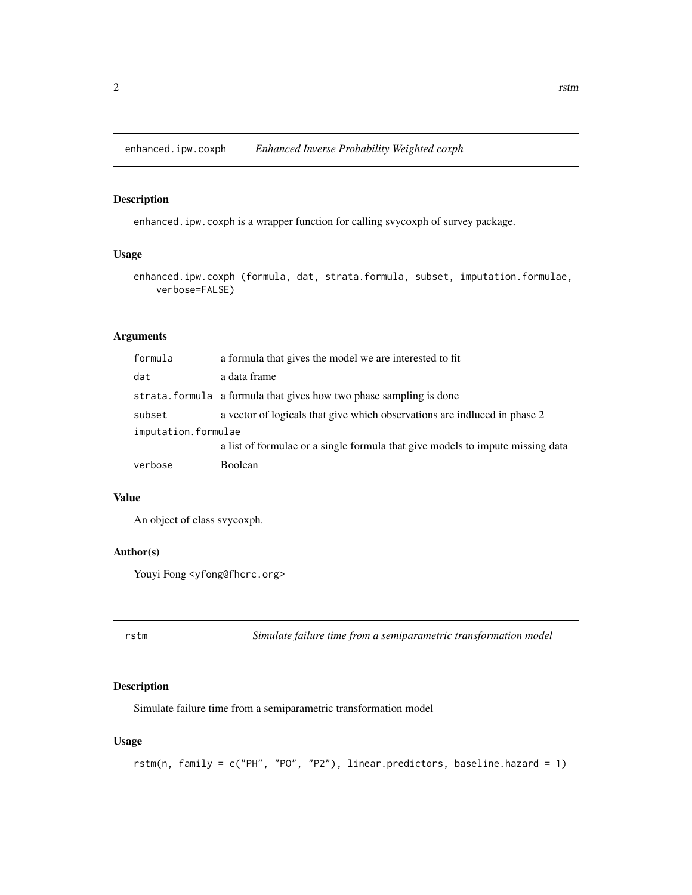## enhanced.ipw.coxph *Enhanced Inverse Probability Weighted coxph*

### Description

enhanced.ipw.coxph is a wrapper function for calling svycoxph of survey package.

### Usage

```
enhanced.ipw.coxph (formula, dat, strata.formula, subset, imputation.formulae,
    verbose=FALSE)
```

### Arguments

| | |
|---|---|
| formula | a formula that gives the model we are interested to fit |
| dat | a data frame |
| strata.formula | a formula that gives how two phase sampling is done |
| subset | a vector of logicals that give which observations are indluced in phase 2 |
| imputation.formulae | a list of formulae or a single formula that give models to impute missing data |
| verbose | Boolean |

### Value

An object of class svycoxph.

### Author(s)

Youyi Fong <yfong@fhcrc.org>

## rstm *Simulate failure time from a semiparametric transformation model*

### Description

Simulate failure time from a semiparametric transformation model

### Usage

```
rstm(n, family = c("PH", "PO", "P2"), linear.predictors, baseline.hazard = 1)
```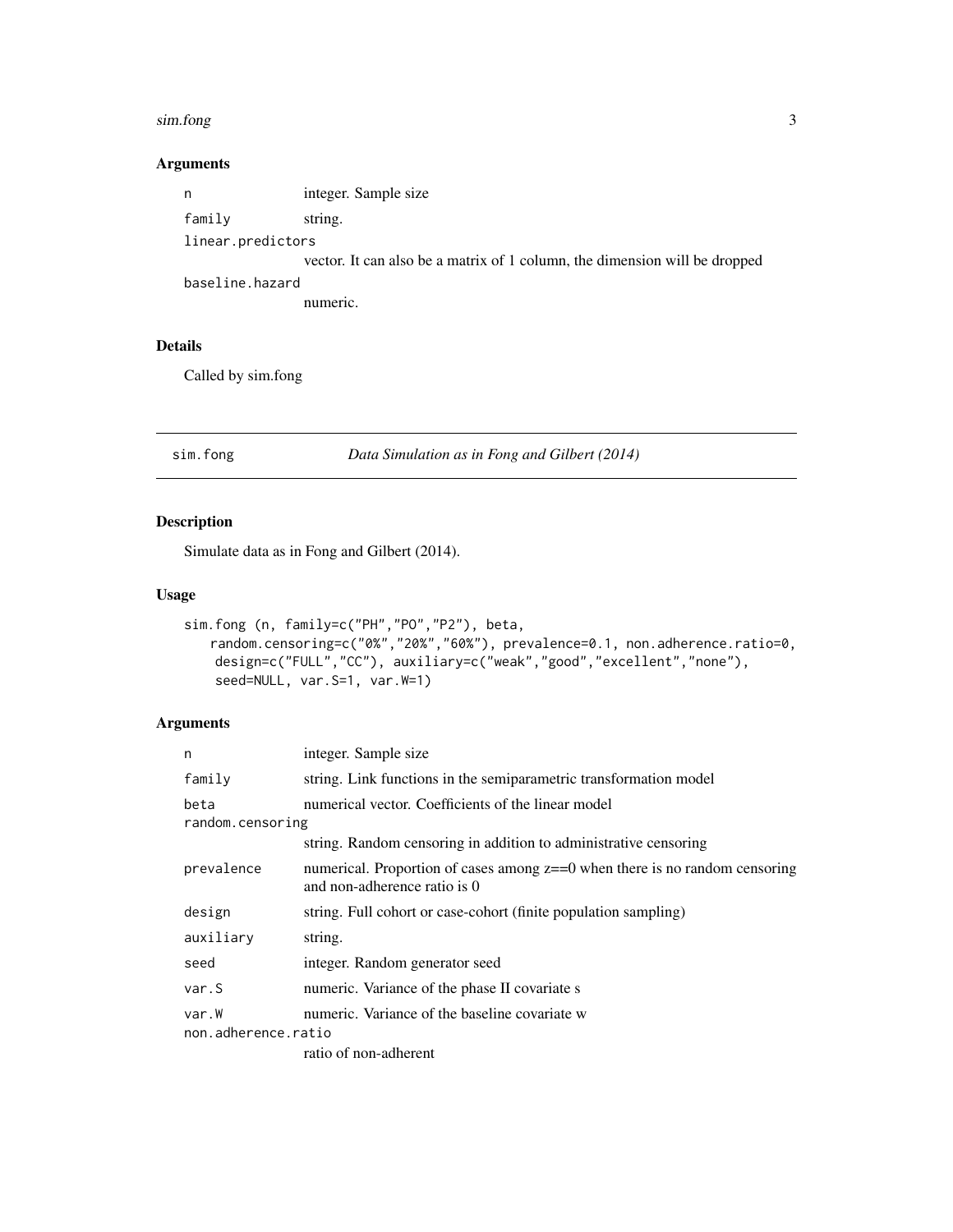### Arguments

| | |
|---|---|
| n | integer. Sample size |
| family | string. |
| linear.predictors | vector. It can also be a matrix of 1 column, the dimension will be dropped |
| baseline.hazard | numeric. |

### Details

Called by sim.fong

---

## sim.fong — *Data Simulation as in Fong and Gilbert (2014)*

---

### Description

Simulate data as in Fong and Gilbert (2014).

### Usage

```
sim.fong (n, family=c("PH","PO","P2"), beta,
    random.censoring=c("0%","20%","60%"), prevalence=0.1, non.adherence.ratio=0,
    design=c("FULL","CC"), auxiliary=c("weak","good","excellent","none"),
    seed=NULL, var.S=1, var.W=1)
```

### Arguments

| | |
|---|---|
| n | integer. Sample size |
| family | string. Link functions in the semiparametric transformation model |
| beta | numerical vector. Coefficients of the linear model |
| random.censoring | string. Random censoring in addition to administrative censoring |
| prevalence | numerical. Proportion of cases among z==0 when there is no random censoring and non-adherence ratio is 0 |
| design | string. Full cohort or case-cohort (finite population sampling) |
| auxiliary | string. |
| seed | integer. Random generator seed |
| var.S | numeric. Variance of the phase II covariate s |
| var.W | numeric. Variance of the baseline covariate w |
| non.adherence.ratio | ratio of non-adherent |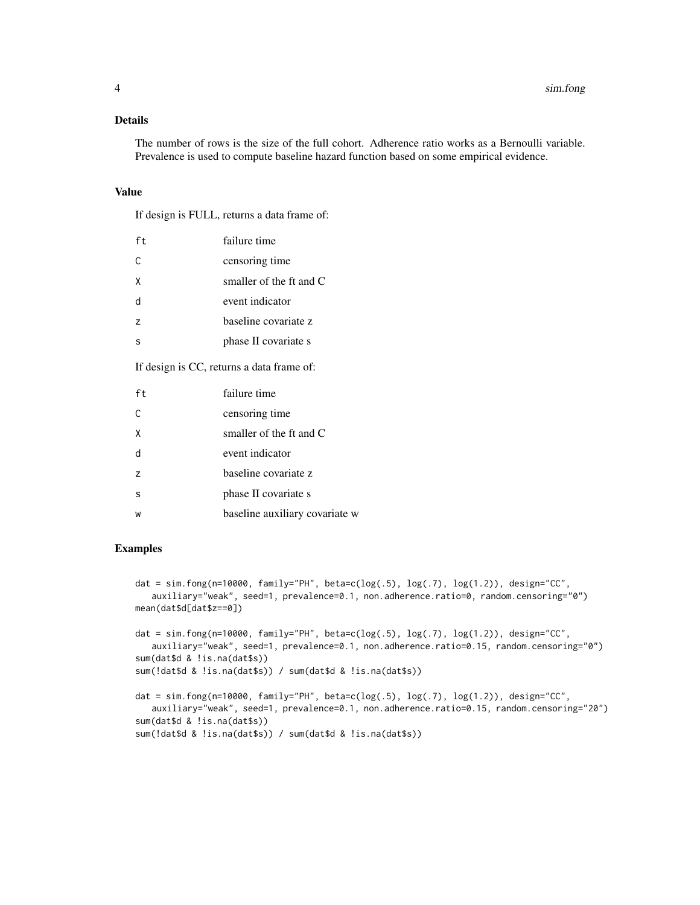## Details

The number of rows is the size of the full cohort. Adherence ratio works as a Bernoulli variable. Prevalence is used to compute baseline hazard function based on some empirical evidence.

## Value

If design is FULL, returns a data frame of:

| | |
|---|---|
| ft | failure time |
| C | censoring time |
| X | smaller of the ft and C |
| d | event indicator |
| z | baseline covariate z |
| s | phase II covariate s |

If design is CC, returns a data frame of:

| | |
|---|---|
| ft | failure time |
| C | censoring time |
| X | smaller of the ft and C |
| d | event indicator |
| z | baseline covariate z |
| s | phase II covariate s |
| w | baseline auxiliary covariate w |

## Examples

```
dat = sim.fong(n=10000, family="PH", beta=c(log(.5), log(.7), log(1.2)), design="CC",
   auxiliary="weak", seed=1, prevalence=0.1, non.adherence.ratio=0, random.censoring="0")
mean(dat$d[dat$z==0])

dat = sim.fong(n=10000, family="PH", beta=c(log(.5), log(.7), log(1.2)), design="CC",
   auxiliary="weak", seed=1, prevalence=0.1, non.adherence.ratio=0.15, random.censoring="0")
sum(dat$d & !is.na(dat$s))
sum(!dat$d & !is.na(dat$s)) / sum(dat$d & !is.na(dat$s))

dat = sim.fong(n=10000, family="PH", beta=c(log(.5), log(.7), log(1.2)), design="CC",
   auxiliary="weak", seed=1, prevalence=0.1, non.adherence.ratio=0.15, random.censoring="20")
sum(dat$d & !is.na(dat$s))
sum(!dat$d & !is.na(dat$s)) / sum(dat$d & !is.na(dat$s))
```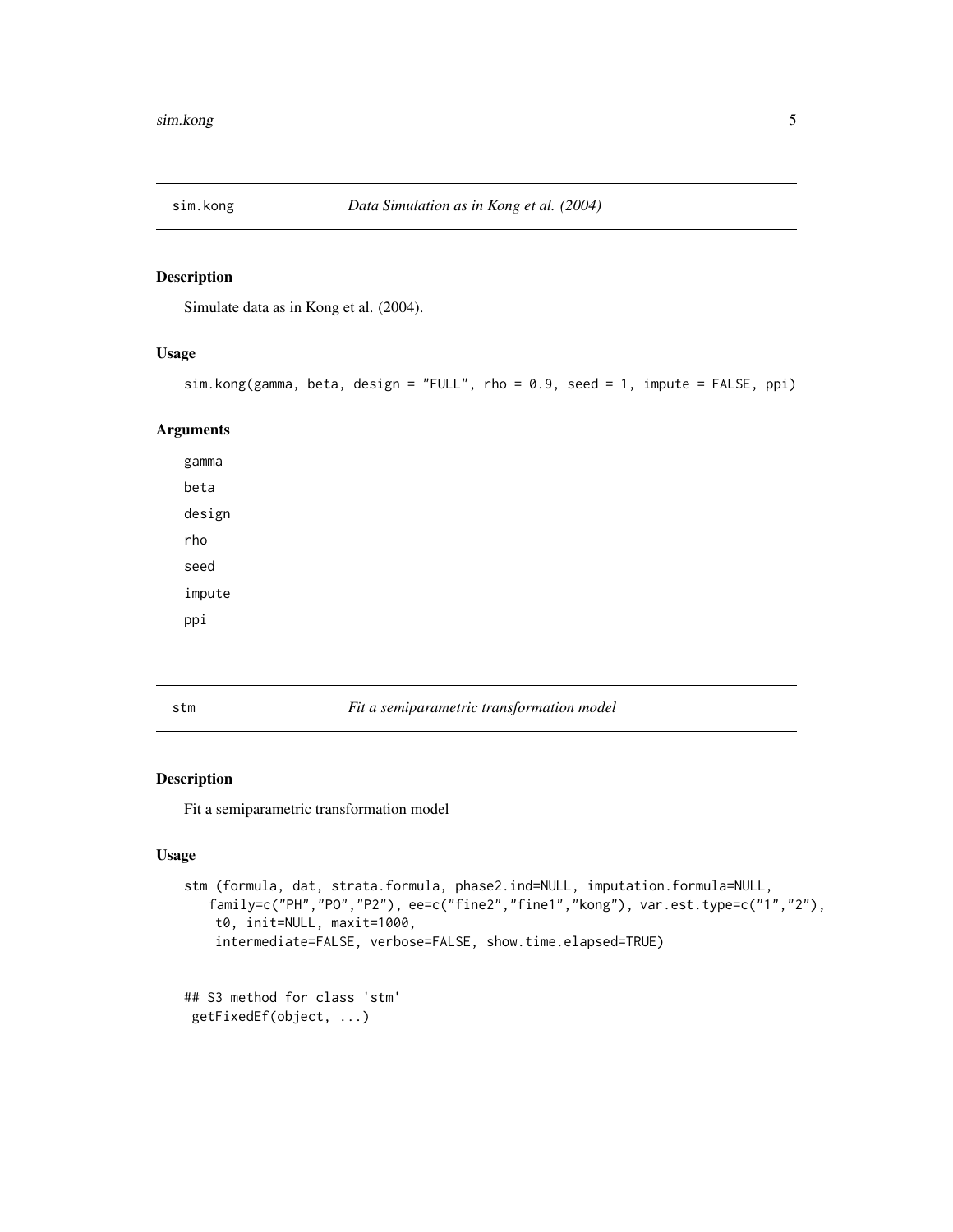## sim.kong — *Data Simulation as in Kong et al. (2004)*

### Description

Simulate data as in Kong et al. (2004).

### Usage

```
sim.kong(gamma, beta, design = "FULL", rho = 0.9, seed = 1, impute = FALSE, ppi)
```

### Arguments

gamma

beta

design

rho

seed

impute

ppi

## stm — *Fit a semiparametric transformation model*

### Description

Fit a semiparametric transformation model

### Usage

```
stm (formula, dat, strata.formula, phase2.ind=NULL, imputation.formula=NULL,
   family=c("PH","PO","P2"), ee=c("fine2","fine1","kong"), var.est.type=c("1","2"),
    t0, init=NULL, maxit=1000,
    intermediate=FALSE, verbose=FALSE, show.time.elapsed=TRUE)


## S3 method for class 'stm'
 getFixedEf(object, ...)
```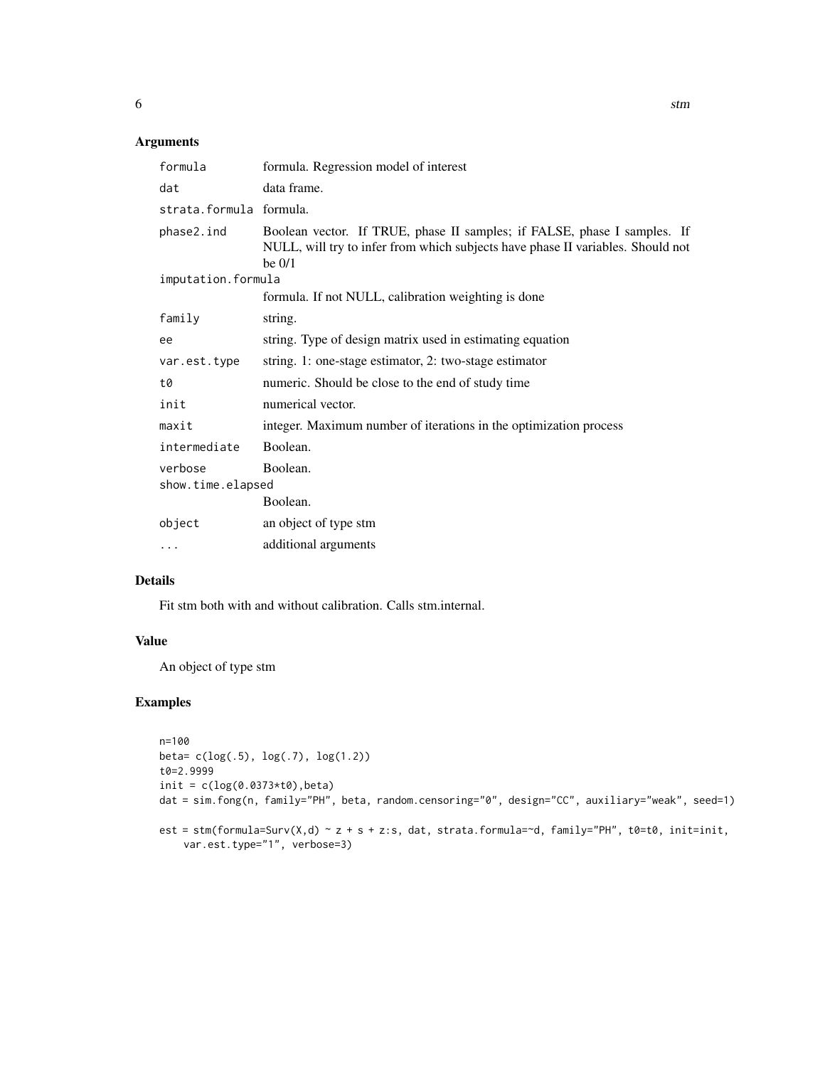## Arguments

| | |
|---|---|
| `formula` | formula. Regression model of interest |
| `dat` | data frame. |
| `strata.formula` | formula. |
| `phase2.ind` | Boolean vector. If TRUE, phase II samples; if FALSE, phase I samples. If NULL, will try to infer from which subjects have phase II variables. Should not be 0/1 |
| `imputation.formula` | formula. If not NULL, calibration weighting is done |
| `family` | string. |
| `ee` | string. Type of design matrix used in estimating equation |
| `var.est.type` | string. 1: one-stage estimator, 2: two-stage estimator |
| `t0` | numeric. Should be close to the end of study time |
| `init` | numerical vector. |
| `maxit` | integer. Maximum number of iterations in the optimization process |
| `intermediate` | Boolean. |
| `verbose` | Boolean. |
| `show.time.elapsed` | Boolean. |
| `object` | an object of type stm |
| `...` | additional arguments |

## Details

Fit stm both with and without calibration. Calls stm.internal.

## Value

An object of type stm

## Examples

```
n=100
beta= c(log(.5), log(.7), log(1.2))
t0=2.9999
init = c(log(0.0373*t0),beta)
dat = sim.fong(n, family="PH", beta, random.censoring="0", design="CC", auxiliary="weak", seed=1)

est = stm(formula=Surv(X,d) ~ z + s + z:s, dat, strata.formula=~d, family="PH", t0=t0, init=init,
    var.est.type="1", verbose=3)
```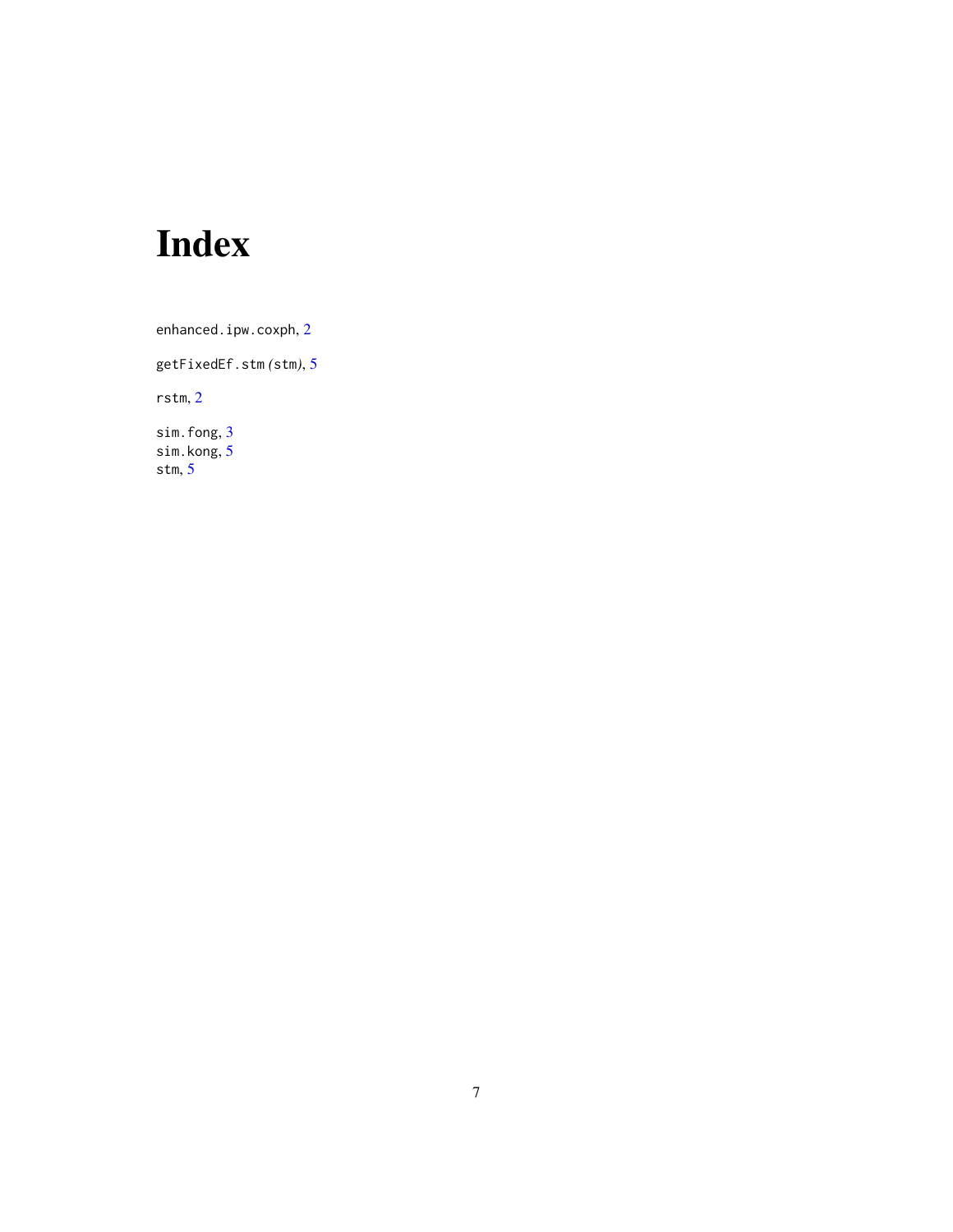# Index

enhanced.ipw.coxph, 2

getFixedEf.stm (stm), 5

rstm, 2

sim.fong, 3
sim.kong, 5
stm, 5